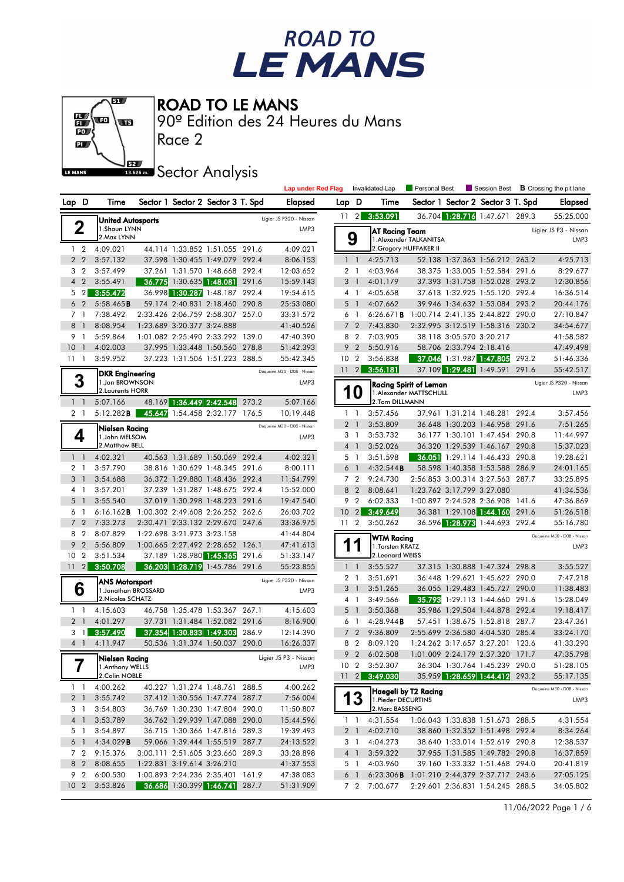# ROAD TO LE MANS

## 90º Edition des 24 Heures du Mans

Race 2

### Sector Analysis

Lap under Red Flag | Invalidated Lap | Personal Best | Session Best | **B** Crossing the pit lane

**2 — United Autosports** (Ligier JS P320 - Nissan, LMP3)
1.Shaun LYNN
2.Max LYNN

| Lap | D | Time | Sector 1 | Sector 2 | Sector 3 | T. Spd | Elapsed |
|---|---|---|---|---|---|---|---|
| 1 | 2 | 4:09.021 | 44.114 | 1:33.852 | 1:51.055 | 291.6 | 4:09.021 |
| 2 | 2 | 3:57.132 | 37.598 | 1:30.455 | 1:49.079 | 292.4 | 8:06.153 |
| 3 | 2 | 3:57.499 | 37.261 | 1:31.570 | 1:48.668 | 292.4 | 12:03.652 |
| 4 | 2 | 3:55.491 | 36.775 | 1:30.635 | 1:48.081 | 291.6 | 15:59.143 |
| 5 | 2 | 3:55.472 | 36.998 | 1:30.287 | 1:48.187 | 292.4 | 19:54.615 |
| 6 | 2 | 5:58.465 B | 59.174 | 2:40.831 | 2:18.460 | 290.8 | 25:53.080 |
| 7 | 1 | 7:38.492 | 2:33.426 | 2:06.759 | 2:58.307 | 257.0 | 33:31.572 |
| 8 | 1 | 8:08.954 | 1:23.689 | 3:20.377 | 3:24.888 | | 41:40.526 |
| 9 | 1 | 5:59.864 | 1:01.082 | 2:25.490 | 2:33.292 | 139.0 | 47:40.390 |
| 10 | 1 | 4:02.003 | 37.995 | 1:33.448 | 1:50.560 | 278.8 | 51:42.393 |
| 11 | 1 | 3:59.952 | 37.223 | 1:31.506 | 1:51.223 | 288.5 | 55:42.345 |

**3 — DKR Engineering** (Duqueine M30 - D08 - Nissan, LMP3)
1.Jon BROWNSON
2.Laurents HORR

| Lap | D | Time | Sector 1 | Sector 2 | Sector 3 | T. Spd | Elapsed |
|---|---|---|---|---|---|---|---|
| 1 | 1 | 5:07.166 | 48.169 | 1:36.449 | 2:42.548 | 273.2 | 5:07.166 |
| 2 | 1 | 5:12.282 B | 45.647 | 1:54.458 | 2:32.177 | 176.5 | 10:19.448 |

**4 — Nielsen Racing** (Duqueine M30 - D08 - Nissan, LMP3)
1.John MELSOM
2.Matthew BELL

| Lap | D | Time | Sector 1 | Sector 2 | Sector 3 | T. Spd | Elapsed |
|---|---|---|---|---|---|---|---|
| 1 | 1 | 4:02.321 | 40.563 | 1:31.689 | 1:50.069 | 292.4 | 4:02.321 |
| 2 | 1 | 3:57.790 | 38.816 | 1:30.629 | 1:48.345 | 291.6 | 8:00.111 |
| 3 | 1 | 3:54.688 | 36.372 | 1:29.880 | 1:48.436 | 292.4 | 11:54.799 |
| 4 | 1 | 3:57.201 | 37.239 | 1:31.287 | 1:48.675 | 292.4 | 15:52.000 |
| 5 | 1 | 3:55.540 | 37.019 | 1:30.298 | 1:48.223 | 291.6 | 19:47.540 |
| 6 | 1 | 6:16.162 B | 1:00.302 | 2:49.608 | 2:26.252 | 262.6 | 26:03.702 |
| 7 | 2 | 7:33.273 | 2:30.471 | 2:33.132 | 2:29.670 | 247.6 | 33:36.975 |
| 8 | 2 | 8:07.829 | 1:22.698 | 3:21.973 | 3:23.158 | | 41:44.804 |
| 9 | 2 | 5:56.809 | 1:00.665 | 2:27.492 | 2:28.652 | 126.1 | 47:41.613 |
| 10 | 2 | 3:51.534 | 37.189 | 1:28.980 | 1:45.365 | 291.6 | 51:33.147 |
| 11 | 2 | 3:50.708 | 36.203 | 1:28.719 | 1:45.786 | 291.6 | 55:23.855 |

**6 — ANS Motorsport** (Ligier JS P320 - Nissan, LMP3)
1.Jonathan BROSSARD
2.Nicolas SCHATZ

| Lap | D | Time | Sector 1 | Sector 2 | Sector 3 | T. Spd | Elapsed |
|---|---|---|---|---|---|---|---|
| 1 | 1 | 4:15.603 | 46.758 | 1:35.478 | 1:53.367 | 267.1 | 4:15.603 |
| 2 | 1 | 4:01.297 | 37.731 | 1:31.484 | 1:52.082 | 291.6 | 8:16.900 |
| 3 | 1 | 3:57.490 | 37.354 | 1:30.833 | 1:49.303 | 286.9 | 12:14.390 |
| 4 | 1 | 4:11.947 | 50.536 | 1:31.374 | 1:50.037 | 290.0 | 16:26.337 |

**7 — Nielsen Racing** (Ligier JS P3 - Nissan, LMP3)
1.Anthony WELLS
2.Colin NOBLE

| Lap | D | Time | Sector 1 | Sector 2 | Sector 3 | T. Spd | Elapsed |
|---|---|---|---|---|---|---|---|
| 1 | 1 | 4:00.262 | 40.227 | 1:31.274 | 1:48.761 | 288.5 | 4:00.262 |
| 2 | 1 | 3:55.742 | 37.412 | 1:30.556 | 1:47.774 | 287.7 | 7:56.004 |
| 3 | 1 | 3:54.803 | 36.769 | 1:30.230 | 1:47.804 | 290.0 | 11:50.807 |
| 4 | 1 | 3:53.789 | 36.762 | 1:29.939 | 1:47.088 | 290.0 | 15:44.596 |
| 5 | 1 | 3:54.897 | 36.715 | 1:30.366 | 1:47.816 | 289.3 | 19:39.493 |
| 6 | 1 | 4:34.029 B | 59.066 | 1:39.444 | 1:55.519 | 287.7 | 24:13.522 |
| 7 | 2 | 9:15.376 | 3:00.111 | 2:51.605 | 3:23.660 | 289.3 | 33:28.898 |
| 8 | 2 | 8:08.655 | 1:22.831 | 3:19.614 | 3:26.210 | | 41:37.553 |
| 9 | 2 | 6:00.530 | 1:00.893 | 2:24.236 | 2:35.401 | 161.9 | 47:38.083 |
| 10 | 2 | 3:53.826 | 36.686 | 1:30.399 | 1:46.741 | 287.7 | 51:31.909 |
| 11 | 2 | 3:53.091 | 36.704 | 1:28.716 | 1:47.671 | 289.3 | 55:25.000 |

**9 — AT Racing Team** (Ligier JS P3 - Nissan, LMP3)
1.Alexander TALKANITSA
2.Gregory HUFFAKER II

| Lap | D | Time | Sector 1 | Sector 2 | Sector 3 | T. Spd | Elapsed |
|---|---|---|---|---|---|---|---|
| 1 | 1 | 4:25.713 | 52.138 | 1:37.363 | 1:56.212 | 263.2 | 4:25.713 |
| 2 | 1 | 4:03.964 | 38.375 | 1:33.005 | 1:52.584 | 291.6 | 8:29.677 |
| 3 | 1 | 4:01.179 | 37.393 | 1:31.758 | 1:52.028 | 293.2 | 12:30.856 |
| 4 | 1 | 4:05.658 | 37.613 | 1:32.925 | 1:55.120 | 292.4 | 16:36.514 |
| 5 | 1 | 4:07.662 | 39.946 | 1:34.632 | 1:53.084 | 293.2 | 20:44.176 |
| 6 | 1 | 6:26.671 B | 1:00.714 | 2:41.135 | 2:44.822 | 290.0 | 27:10.847 |
| 7 | 2 | 7:43.830 | 2:32.995 | 3:12.519 | 1:58.316 | 230.2 | 34:54.677 |
| 8 | 2 | 7:03.905 | 38.118 | 3:05.570 | 3:20.217 | | 41:58.582 |
| 9 | 2 | 5:50.916 | 58.706 | 2:33.794 | 2:18.416 | | 47:49.498 |
| 10 | 2 | 3:56.838 | 37.046 | 1:31.987 | 1:47.805 | 293.2 | 51:46.336 |
| 11 | 2 | 3:56.181 | 37.109 | 1:29.481 | 1:49.591 | 291.6 | 55:42.517 |

**10 — Racing Spirit of Leman** (Ligier JS P320 - Nissan, LMP3)
1.Alexander MATTSCHULL
2.Tom DILLMANN

| Lap | D | Time | Sector 1 | Sector 2 | Sector 3 | T. Spd | Elapsed |
|---|---|---|---|---|---|---|---|
| 1 | 1 | 3:57.456 | 37.961 | 1:31.214 | 1:48.281 | 292.4 | 3:57.456 |
| 2 | 1 | 3:53.809 | 36.648 | 1:30.203 | 1:46.958 | 291.6 | 7:51.265 |
| 3 | 1 | 3:53.732 | 36.177 | 1:30.101 | 1:47.454 | 290.8 | 11:44.997 |
| 4 | 1 | 3:52.026 | 36.320 | 1:29.539 | 1:46.167 | 290.8 | 15:37.023 |
| 5 | 1 | 3:51.598 | 36.051 | 1:29.114 | 1:46.433 | 290.8 | 19:28.621 |
| 6 | 1 | 4:32.544 B | 58.598 | 1:40.358 | 1:53.588 | 286.9 | 24:01.165 |
| 7 | 2 | 9:24.730 | 2:56.853 | 3:00.314 | 3:27.563 | 287.7 | 33:25.895 |
| 8 | 2 | 8:08.641 | 1:23.762 | 3:17.799 | 3:27.080 | | 41:34.536 |
| 9 | 2 | 6:02.333 | 1:00.897 | 2:24.528 | 2:36.908 | 141.6 | 47:36.869 |
| 10 | 2 | 3:49.649 | 36.381 | 1:29.108 | 1:44.160 | 291.6 | 51:26.518 |
| 11 | 2 | 3:50.262 | 36.596 | 1:28.973 | 1:44.693 | 292.4 | 55:16.780 |

**11 — WTM Racing** (Duqueine M30 - D08 - Nissan, LMP3)
1.Torsten KRATZ
2.Leonard WEISS

| Lap | D | Time | Sector 1 | Sector 2 | Sector 3 | T. Spd | Elapsed |
|---|---|---|---|---|---|---|---|
| 1 | 1 | 3:55.527 | 37.315 | 1:30.888 | 1:47.324 | 298.8 | 3:55.527 |
| 2 | 1 | 3:51.691 | 36.448 | 1:29.621 | 1:45.622 | 290.0 | 7:47.218 |
| 3 | 1 | 3:51.265 | 36.055 | 1:29.483 | 1:45.727 | 290.0 | 11:38.483 |
| 4 | 1 | 3:49.566 | 35.793 | 1:29.113 | 1:44.660 | 291.6 | 15:28.049 |
| 5 | 1 | 3:50.368 | 35.986 | 1:29.504 | 1:44.878 | 292.4 | 19:18.417 |
| 6 | 1 | 4:28.944 B | 57.451 | 1:38.675 | 1:52.818 | 287.7 | 23:47.361 |
| 7 | 2 | 9:36.809 | 2:55.699 | 2:36.580 | 4:04.530 | 285.4 | 33:24.170 |
| 8 | 2 | 8:09.120 | 1:24.262 | 3:17.657 | 3:27.201 | 123.6 | 41:33.290 |
| 9 | 2 | 6:02.508 | 1:01.009 | 2:24.179 | 2:37.320 | 171.7 | 47:35.798 |
| 10 | 2 | 3:52.307 | 36.304 | 1:30.764 | 1:45.239 | 290.0 | 51:28.105 |
| 11 | 2 | 3:49.030 | 35.959 | 1:28.659 | 1:44.412 | 293.2 | 55:17.135 |

**13 — Haegeli by T2 Racing** (Duqueine M30 - D08 - Nissan, LMP3)
1.Pieder DECURTINS
2.Marc BASSENG

| Lap | D | Time | Sector 1 | Sector 2 | Sector 3 | T. Spd | Elapsed |
|---|---|---|---|---|---|---|---|
| 1 | 1 | 4:31.554 | 1:06.043 | 1:33.838 | 1:51.673 | 288.5 | 4:31.554 |
| 2 | 1 | 4:02.710 | 38.860 | 1:32.352 | 1:51.498 | 292.4 | 8:34.264 |
| 3 | 1 | 4:04.273 | 38.640 | 1:33.014 | 1:52.619 | 290.8 | 12:38.537 |
| 4 | 1 | 3:59.322 | 37.955 | 1:31.585 | 1:49.782 | 290.8 | 16:37.859 |
| 5 | 1 | 4:03.960 | 39.160 | 1:33.332 | 1:51.468 | 294.0 | 20:41.819 |
| 6 | 1 | 6:23.306 B | 1:01.210 | 2:44.379 | 2:37.717 | 243.6 | 27:05.125 |
| 7 | 2 | 7:00.677 | 2:29.601 | 2:36.831 | 1:54.245 | 288.5 | 34:05.802 |

11/06/2022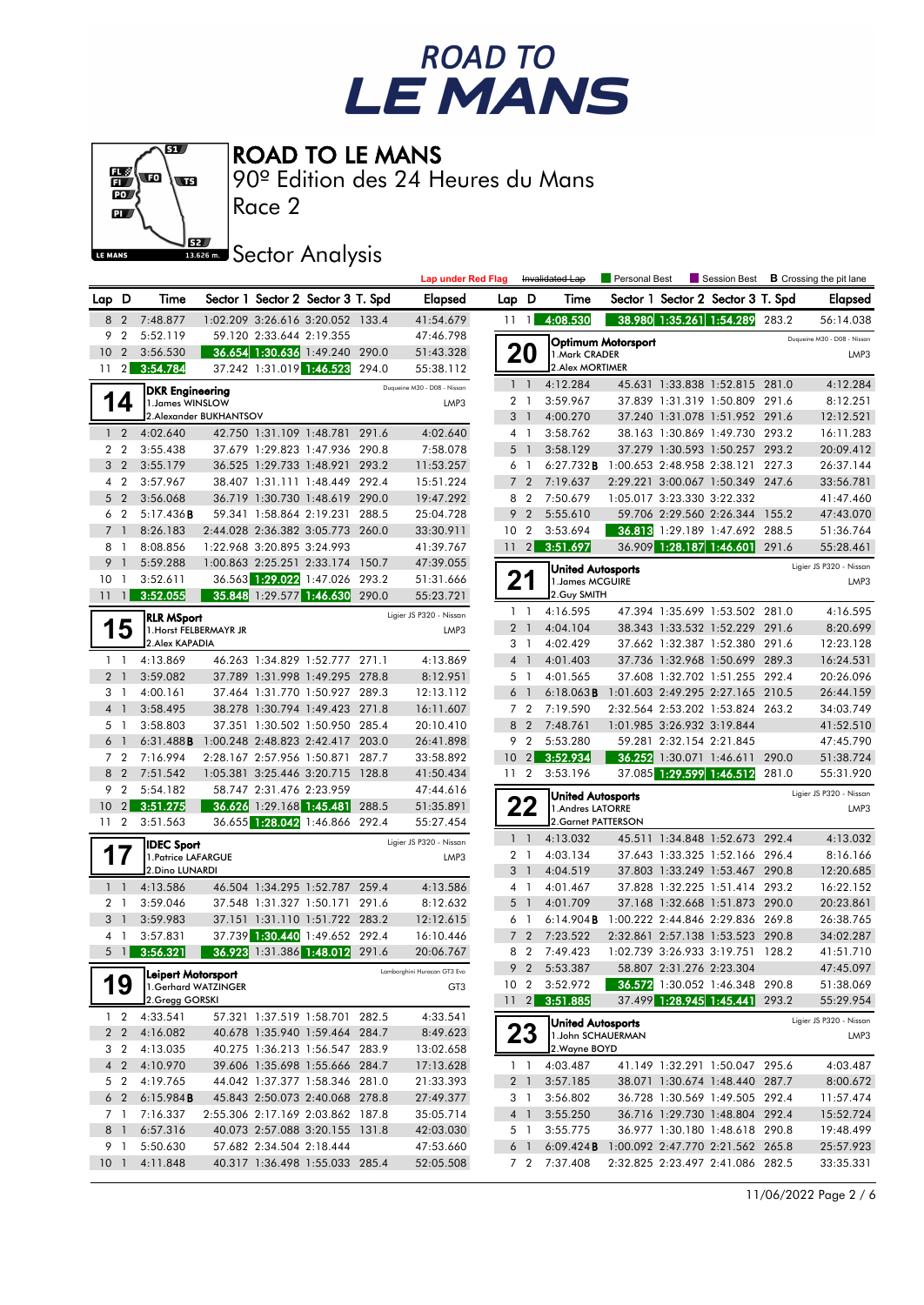# ROAD TO LE MANS

90º Edition des 24 Heures du Mans

Race 2

Sector Analysis

Lap under Red Flag | Invalidated Lap | Personal Best | Session Best | **B** Crossing the pit lane

| Lap | D | Time | Sector 1 | Sector 2 | Sector 3 | T. Spd | Elapsed |
|---|---|---|---|---|---|---|---|
| 8 | 2 | 7:48.877 | 1:02.209 | 3:26.616 | 3:20.052 | 133.4 | 41:54.679 |
| 9 | 2 | 5:52.119 | 59.120 | 2:33.644 | 2:19.355 | | 47:46.798 |
| 10 | 2 | 3:56.530 | 36.654 | 1:30.636 | 1:49.240 | 290.0 | 51:43.328 |
| 11 | 2 | 3:54.784 | 37.242 | 1:31.019 | 1:46.523 | 294.0 | 55:38.112 |

**14 — DKR Engineering** — Duqueine M30 - D08 - Nissan — LMP3
1.James WINSLOW
2.Alexander BUKHANTSOV

| Lap | D | Time | Sector 1 | Sector 2 | Sector 3 | T. Spd | Elapsed |
|---|---|---|---|---|---|---|---|
| 1 | 2 | 4:02.640 | 42.750 | 1:31.109 | 1:48.781 | 291.6 | 4:02.640 |
| 2 | 2 | 3:55.438 | 37.679 | 1:29.823 | 1:47.936 | 290.8 | 7:58.078 |
| 3 | 2 | 3:55.179 | 36.525 | 1:29.733 | 1:48.921 | 293.2 | 11:53.257 |
| 4 | 2 | 3:57.967 | 38.407 | 1:31.111 | 1:48.449 | 292.4 | 15:51.224 |
| 5 | 2 | 3:56.068 | 36.719 | 1:30.730 | 1:48.619 | 290.0 | 19:47.292 |
| 6 | 2 | 5:17.436**B** | 59.341 | 1:58.864 | 2:19.231 | 288.5 | 25:04.728 |
| 7 | 1 | 8:26.183 | 2:44.028 | 2:36.382 | 3:05.773 | 260.0 | 33:30.911 |
| 8 | 1 | 8:08.856 | 1:22.968 | 3:20.895 | 3:24.993 | | 41:39.767 |
| 9 | 1 | 5:59.288 | 1:00.863 | 2:25.251 | 2:33.174 | 150.7 | 47:39.055 |
| 10 | 1 | 3:52.611 | 36.563 | 1:29.022 | 1:47.026 | 293.2 | 51:31.666 |
| 11 | 1 | 3:52.055 | 35.848 | 1:29.577 | 1:46.630 | 290.0 | 55:23.721 |

**15 — RLR MSport** — Ligier JS P320 - Nissan — LMP3
1.Horst FELBERMAYR JR
2.Alex KAPADIA

| Lap | D | Time | Sector 1 | Sector 2 | Sector 3 | T. Spd | Elapsed |
|---|---|---|---|---|---|---|---|
| 1 | 1 | 4:13.869 | 46.263 | 1:34.829 | 1:52.777 | 271.1 | 4:13.869 |
| 2 | 1 | 3:59.082 | 37.789 | 1:31.998 | 1:49.295 | 278.8 | 8:12.951 |
| 3 | 1 | 4:00.161 | 37.464 | 1:31.770 | 1:50.927 | 289.3 | 12:13.112 |
| 4 | 1 | 3:58.495 | 38.278 | 1:30.794 | 1:49.423 | 271.8 | 16:11.607 |
| 5 | 1 | 3:58.803 | 37.351 | 1:30.502 | 1:50.950 | 285.4 | 20:10.410 |
| 6 | 1 | 6:31.488**B** | 1:00.248 | 2:48.823 | 2:42.417 | 203.0 | 26:41.898 |
| 7 | 2 | 7:16.994 | 2:28.167 | 2:57.956 | 1:50.871 | 287.7 | 33:58.892 |
| 8 | 2 | 7:51.542 | 1:05.381 | 3:25.446 | 3:20.715 | 128.8 | 41:50.434 |
| 9 | 2 | 5:54.182 | 58.747 | 2:31.476 | 2:23.959 | | 47:44.616 |
| 10 | 2 | 3:51.275 | 36.626 | 1:29.168 | 1:45.481 | 288.5 | 51:35.891 |
| 11 | 2 | 3:51.563 | 36.655 | 1:28.042 | 1:46.866 | 292.4 | 55:27.454 |

**17 — IDEC Sport** — Ligier JS P320 - Nissan — LMP3
1.Patrice LAFARGUE
2.Dino LUNARDI

| Lap | D | Time | Sector 1 | Sector 2 | Sector 3 | T. Spd | Elapsed |
|---|---|---|---|---|---|---|---|
| 1 | 1 | 4:13.586 | 46.504 | 1:34.295 | 1:52.787 | 259.4 | 4:13.586 |
| 2 | 1 | 3:59.046 | 37.548 | 1:31.327 | 1:50.171 | 291.6 | 8:12.632 |
| 3 | 1 | 3:59.983 | 37.151 | 1:31.110 | 1:51.722 | 283.2 | 12:12.615 |
| 4 | 1 | 3:57.831 | 37.739 | 1:30.440 | 1:49.652 | 292.4 | 16:10.446 |
| 5 | 1 | 3:56.321 | 36.923 | 1:31.386 | 1:48.012 | 291.6 | 20:06.767 |

**19 — Leipert Motorsport** — Lamborghini Huracan GT3 Evo — GT3
1.Gerhard WATZINGER
2.Gregg GORSKI

| Lap | D | Time | Sector 1 | Sector 2 | Sector 3 | T. Spd | Elapsed |
|---|---|---|---|---|---|---|---|
| 1 | 2 | 4:33.541 | 57.321 | 1:37.519 | 1:58.701 | 282.5 | 4:33.541 |
| 2 | 2 | 4:16.082 | 40.678 | 1:35.940 | 1:59.464 | 284.7 | 8:49.623 |
| 3 | 2 | 4:13.035 | 40.275 | 1:36.213 | 1:56.547 | 283.9 | 13:02.658 |
| 4 | 2 | 4:10.970 | 39.606 | 1:35.698 | 1:55.666 | 284.7 | 17:13.628 |
| 5 | 2 | 4:19.765 | 44.042 | 1:37.377 | 1:58.346 | 281.0 | 21:33.393 |
| 6 | 2 | 6:15.984**B** | 45.843 | 2:50.073 | 2:40.068 | 278.8 | 27:49.377 |
| 7 | 1 | 7:16.337 | 2:55.306 | 2:17.169 | 2:03.862 | 187.8 | 35:05.714 |
| 8 | 1 | 6:57.316 | 40.073 | 2:57.088 | 3:20.155 | 131.8 | 42:03.030 |
| 9 | 1 | 5:50.630 | 57.682 | 2:34.504 | 2:18.444 | | 47:53.660 |
| 10 | 1 | 4:11.848 | 40.317 | 1:36.498 | 1:55.033 | 285.4 | 52:05.508 |
| 11 | 1 | 4:08.530 | 38.980 | 1:35.261 | 1:54.289 | 283.2 | 56:14.038 |

**20 — Optimum Motorsport** — Duqueine M30 - D08 - Nissan — LMP3
1.Mark CRADER
2.Alex MORTIMER

| Lap | D | Time | Sector 1 | Sector 2 | Sector 3 | T. Spd | Elapsed |
|---|---|---|---|---|---|---|---|
| 1 | 1 | 4:12.284 | 45.631 | 1:33.838 | 1:52.815 | 281.0 | 4:12.284 |
| 2 | 1 | 3:59.967 | 37.839 | 1:31.319 | 1:50.809 | 291.6 | 8:12.251 |
| 3 | 1 | 4:00.270 | 37.240 | 1:31.078 | 1:51.952 | 291.6 | 12:12.521 |
| 4 | 1 | 3:58.762 | 38.163 | 1:30.869 | 1:49.730 | 293.2 | 16:11.283 |
| 5 | 1 | 3:58.129 | 37.279 | 1:30.593 | 1:50.257 | 293.2 | 20:09.412 |
| 6 | 1 | 6:27.732**B** | 1:00.653 | 2:48.958 | 2:38.121 | 227.3 | 26:37.144 |
| 7 | 2 | 7:19.637 | 2:29.221 | 3:00.067 | 1:50.349 | 247.6 | 33:56.781 |
| 8 | 2 | 7:50.679 | 1:05.017 | 3:23.330 | 3:22.332 | | 41:47.460 |
| 9 | 2 | 5:55.610 | 59.706 | 2:29.560 | 2:26.344 | 155.2 | 47:43.070 |
| 10 | 2 | 3:53.694 | 36.813 | 1:29.189 | 1:47.692 | 288.5 | 51:36.764 |
| 11 | 2 | 3:51.697 | 36.909 | 1:28.187 | 1:46.601 | 291.6 | 55:28.461 |

**21 — United Autosports** — Ligier JS P320 - Nissan — LMP3
1.James MCGUIRE
2.Guy SMITH

| Lap | D | Time | Sector 1 | Sector 2 | Sector 3 | T. Spd | Elapsed |
|---|---|---|---|---|---|---|---|
| 1 | 1 | 4:16.595 | 47.394 | 1:35.699 | 1:53.502 | 281.0 | 4:16.595 |
| 2 | 1 | 4:04.104 | 38.343 | 1:33.532 | 1:52.229 | 291.6 | 8:20.699 |
| 3 | 1 | 4:02.429 | 37.662 | 1:32.387 | 1:52.380 | 291.6 | 12:23.128 |
| 4 | 1 | 4:01.403 | 37.736 | 1:32.968 | 1:50.699 | 289.3 | 16:24.531 |
| 5 | 1 | 4:01.565 | 37.608 | 1:32.702 | 1:51.255 | 292.4 | 20:26.096 |
| 6 | 1 | 6:18.063**B** | 1:01.603 | 2:49.295 | 2:27.165 | 210.5 | 26:44.159 |
| 7 | 2 | 7:19.590 | 2:32.564 | 2:53.202 | 1:53.824 | 263.2 | 34:03.749 |
| 8 | 2 | 7:48.761 | 1:01.985 | 3:26.932 | 3:19.844 | | 41:52.510 |
| 9 | 2 | 5:53.280 | 59.281 | 2:32.154 | 2:21.845 | | 47:45.790 |
| 10 | 2 | 3:52.934 | 36.252 | 1:30.071 | 1:46.611 | 290.0 | 51:38.724 |
| 11 | 2 | 3:53.196 | 37.085 | 1:29.599 | 1:46.512 | 281.0 | 55:31.920 |

**22 — United Autosports** — Ligier JS P320 - Nissan — LMP3
1.Andres LATORRE
2.Garnet PATTERSON

| Lap | D | Time | Sector 1 | Sector 2 | Sector 3 | T. Spd | Elapsed |
|---|---|---|---|---|---|---|---|
| 1 | 1 | 4:13.032 | 45.511 | 1:34.848 | 1:52.673 | 292.4 | 4:13.032 |
| 2 | 1 | 4:03.134 | 37.643 | 1:33.325 | 1:52.166 | 296.4 | 8:16.166 |
| 3 | 1 | 4:04.519 | 37.803 | 1:33.249 | 1:53.467 | 290.8 | 12:20.685 |
| 4 | 1 | 4:01.467 | 37.828 | 1:32.225 | 1:51.414 | 293.2 | 16:22.152 |
| 5 | 1 | 4:01.709 | 37.168 | 1:32.668 | 1:51.873 | 290.0 | 20:23.861 |
| 6 | 1 | 6:14.904**B** | 1:00.222 | 2:44.846 | 2:29.836 | 269.8 | 26:38.765 |
| 7 | 2 | 7:23.522 | 2:32.861 | 2:57.138 | 1:53.523 | 290.8 | 34:02.287 |
| 8 | 2 | 7:49.423 | 1:02.739 | 3:26.933 | 3:19.751 | 128.2 | 41:51.710 |
| 9 | 2 | 5:53.387 | 58.807 | 2:31.276 | 2:23.304 | | 47:45.097 |
| 10 | 2 | 3:52.972 | 36.572 | 1:30.052 | 1:46.348 | 290.8 | 51:38.069 |
| 11 | 2 | 3:51.885 | 37.499 | 1:28.945 | 1:45.441 | 293.2 | 55:29.954 |

**23 — United Autosports** — Ligier JS P320 - Nissan — LMP3
1.John SCHAUERMAN
2.Wayne BOYD

| Lap | D | Time | Sector 1 | Sector 2 | Sector 3 | T. Spd | Elapsed |
|---|---|---|---|---|---|---|---|
| 1 | 1 | 4:03.487 | 41.149 | 1:32.291 | 1:50.047 | 295.6 | 4:03.487 |
| 2 | 1 | 3:57.185 | 38.071 | 1:30.674 | 1:48.440 | 287.7 | 8:00.672 |
| 3 | 1 | 3:56.802 | 36.728 | 1:30.569 | 1:49.505 | 292.4 | 11:57.474 |
| 4 | 1 | 3:55.250 | 36.716 | 1:29.730 | 1:48.804 | 292.4 | 15:52.724 |
| 5 | 1 | 3:55.775 | 36.977 | 1:30.180 | 1:48.618 | 290.8 | 19:48.499 |
| 6 | 1 | 6:09.424**B** | 1:00.092 | 2:47.770 | 2:21.562 | 265.8 | 25:57.923 |
| 7 | 2 | 7:37.408 | 2:32.825 | 2:23.497 | 2:41.086 | 282.5 | 33:35.331 |

11/06/2022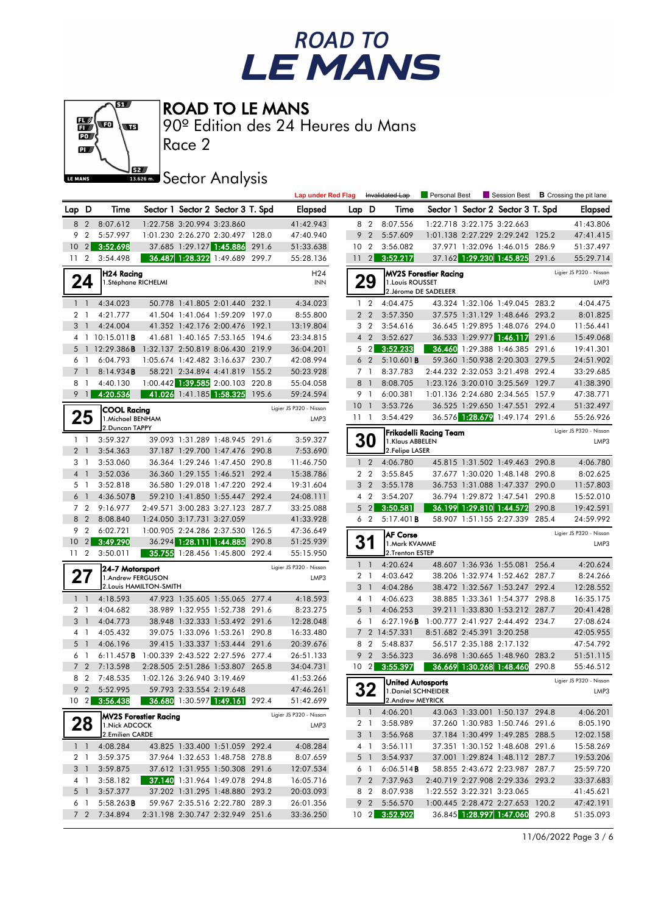# ROAD TO LE MANS

90º Edition des 24 Heures du Mans

Race 2

## Sector Analysis

Lap under Red Flag | ~~Invalidated Lap~~ | Personal Best | Session Best | **B** Crossing the pit lane

### (continued)

| Lap | D | Time | Sector 1 | Sector 2 | Sector 3 | T. Spd | Elapsed |
|---|---|---|---|---|---|---|---|
| 8 | 2 | 8:07.612 | 1:22.758 | 3:20.994 | 3:23.860 | | 41:42.943 |
| 9 | 2 | 5:57.997 | 1:01.230 | 2:26.270 | 2:30.497 | 128.0 | 47:40.940 |
| 10 | 2 | 3:52.698 | 37.685 | 1:29.127 | 1:45.886 | 291.6 | 51:33.638 |
| 11 | 2 | 3:54.498 | 36.487 | 1:28.322 | 1:49.689 | 299.7 | 55:28.136 |

### 24 — H24 Racing — H24 INN
1.Stéphane RICHELMI

| Lap | D | Time | Sector 1 | Sector 2 | Sector 3 | T. Spd | Elapsed |
|---|---|---|---|---|---|---|---|
| 1 | 1 | 4:34.023 | 50.778 | 1:41.805 | 2:01.440 | 232.1 | 4:34.023 |
| 2 | 1 | 4:21.777 | 41.504 | 1:41.064 | 1:59.209 | 197.0 | 8:55.800 |
| 3 | 1 | 4:24.004 | 41.352 | 1:42.176 | 2:00.476 | 192.1 | 13:19.804 |
| 4 | 1 | 10:15.011 **B** | 41.681 | 1:40.165 | 7:53.165 | 194.6 | 23:34.815 |
| 5 | 1 | 12:29.386 **B** | 1:32.137 | 2:50.819 | 8:06.430 | 219.9 | 36:04.201 |
| 6 | 1 | 6:04.793 | 1:05.674 | 1:42.482 | 3:16.637 | 230.7 | 42:08.994 |
| 7 | 1 | 8:14.934 **B** | 58.221 | 2:34.894 | 4:41.819 | 155.2 | 50:23.928 |
| 8 | 1 | 4:40.130 | 1:00.442 | 1:39.585 | 2:00.103 | 220.8 | 55:04.058 |
| 9 | 1 | 4:20.536 | 41.026 | 1:41.185 | 1:58.325 | 195.6 | 59:24.594 |

### 25 — COOL Racing — Ligier JS P320 - Nissan LMP3
1.Michael BENHAM
2.Duncan TAPPY

| Lap | D | Time | Sector 1 | Sector 2 | Sector 3 | T. Spd | Elapsed |
|---|---|---|---|---|---|---|---|
| 1 | 1 | 3:59.327 | 39.093 | 1:31.289 | 1:48.945 | 291.6 | 3:59.327 |
| 2 | 1 | 3:54.363 | 37.187 | 1:29.700 | 1:47.476 | 290.8 | 7:53.690 |
| 3 | 1 | 3:53.060 | 36.364 | 1:29.246 | 1:47.450 | 290.8 | 11:46.750 |
| 4 | 1 | 3:52.036 | 36.360 | 1:29.155 | 1:46.521 | 292.4 | 15:38.786 |
| 5 | 1 | 3:52.818 | 36.580 | 1:29.018 | 1:47.220 | 292.4 | 19:31.604 |
| 6 | 1 | 4:36.507 **B** | 59.210 | 1:41.850 | 1:55.447 | 292.4 | 24:08.111 |
| 7 | 2 | 9:16.977 | 2:49.571 | 3:00.283 | 3:27.123 | 287.7 | 33:25.088 |
| 8 | 2 | 8:08.840 | 1:24.050 | 3:17.731 | 3:27.059 | | 41:33.928 |
| 9 | 2 | 6:02.721 | 1:00.905 | 2:24.286 | 2:37.530 | 126.5 | 47:36.649 |
| 10 | 2 | 3:49.290 | 36.294 | 1:28.111 | 1:44.885 | 290.8 | 51:25.939 |
| 11 | 2 | 3:50.011 | 35.755 | 1:28.456 | 1:45.800 | 292.4 | 55:15.950 |

### 27 — 24-7 Motorsport — Ligier JS P320 - Nissan LMP3
1.Andrew FERGUSON
2.Louis HAMILTON-SMITH

| Lap | D | Time | Sector 1 | Sector 2 | Sector 3 | T. Spd | Elapsed |
|---|---|---|---|---|---|---|---|
| 1 | 1 | 4:18.593 | 47.923 | 1:35.605 | 1:55.065 | 277.4 | 4:18.593 |
| 2 | 1 | 4:04.682 | 38.989 | 1:32.955 | 1:52.738 | 291.6 | 8:23.275 |
| 3 | 1 | 4:04.773 | 38.948 | 1:32.333 | 1:53.492 | 291.6 | 12:28.048 |
| 4 | 1 | 4:05.432 | 39.075 | 1:33.096 | 1:53.261 | 290.8 | 16:33.480 |
| 5 | 1 | 4:06.196 | 39.415 | 1:33.337 | 1:53.444 | 291.6 | 20:39.676 |
| 6 | 1 | 6:11.457 **B** | 1:00.339 | 2:43.522 | 2:27.596 | 277.4 | 26:51.133 |
| 7 | 2 | 7:13.598 | 2:28.505 | 2:51.286 | 1:53.807 | 265.8 | 34:04.731 |
| 8 | 2 | 7:48.535 | 1:02.126 | 3:26.940 | 3:19.469 | | 41:53.266 |
| 9 | 2 | 5:52.995 | 59.793 | 2:33.554 | 2:19.648 | | 47:46.261 |
| 10 | 2 | 3:56.438 | 36.680 | 1:30.597 | 1:49.161 | 292.4 | 51:42.699 |

### 28 — MV2S Forestier Racing — Ligier JS P320 - Nissan LMP3
1.Nick ADCOCK
2.Emilien CARDE

| Lap | D | Time | Sector 1 | Sector 2 | Sector 3 | T. Spd | Elapsed |
|---|---|---|---|---|---|---|---|
| 1 | 1 | 4:08.284 | 43.825 | 1:33.400 | 1:51.059 | 292.4 | 4:08.284 |
| 2 | 1 | 3:59.375 | 37.964 | 1:32.653 | 1:48.758 | 278.8 | 8:07.659 |
| 3 | 1 | 3:59.875 | 37.612 | 1:31.955 | 1:50.308 | 291.6 | 12:07.534 |
| 4 | 1 | 3:58.182 | 37.140 | 1:31.964 | 1:49.078 | 294.8 | 16:05.716 |
| 5 | 1 | 3:57.377 | 37.202 | 1:31.295 | 1:48.880 | 293.2 | 20:03.093 |
| 6 | 1 | 5:58.263 **B** | 59.967 | 2:35.516 | 2:22.780 | 289.3 | 26:01.356 |
| 7 | 2 | 7:34.894 | 2:31.198 | 2:30.747 | 2:32.949 | 251.6 | 33:36.250 |

### (continued)

| Lap | D | Time | Sector 1 | Sector 2 | Sector 3 | T. Spd | Elapsed |
|---|---|---|---|---|---|---|---|
| 8 | 2 | 8:07.556 | 1:22.718 | 3:22.175 | 3:22.663 | | 41:43.806 |
| 9 | 2 | 5:57.609 | 1:01.138 | 2:27.229 | 2:29.242 | 125.2 | 47:41.415 |
| 10 | 2 | 3:56.082 | 37.971 | 1:32.096 | 1:46.015 | 286.9 | 51:37.497 |
| 11 | 2 | 3:52.217 | 37.162 | 1:29.230 | 1:45.825 | 291.6 | 55:29.714 |

### 29 — MV2S Forestier Racing — Ligier JS P320 - Nissan LMP3
1.Louis ROUSSET
2.Jérome DE SADELEER

| Lap | D | Time | Sector 1 | Sector 2 | Sector 3 | T. Spd | Elapsed |
|---|---|---|---|---|---|---|---|
| 1 | 2 | 4:04.475 | 43.324 | 1:32.106 | 1:49.045 | 283.2 | 4:04.475 |
| 2 | 2 | 3:57.350 | 37.575 | 1:31.129 | 1:48.646 | 293.2 | 8:01.825 |
| 3 | 2 | 3:54.616 | 36.645 | 1:29.895 | 1:48.076 | 294.0 | 11:56.441 |
| 4 | 2 | 3:52.627 | 36.533 | 1:29.977 | 1:46.117 | 291.6 | 15:49.068 |
| 5 | 2 | 3:52.233 | 36.460 | 1:29.388 | 1:46.385 | 291.6 | 19:41.301 |
| 6 | 2 | 5:10.601 **B** | 59.360 | 1:50.938 | 2:20.303 | 279.5 | 24:51.902 |
| 7 | 1 | 8:37.783 | 2:44.232 | 2:32.053 | 3:21.498 | 292.4 | 33:29.685 |
| 8 | 1 | 8:08.705 | 1:23.126 | 3:20.010 | 3:25.569 | 129.7 | 41:38.390 |
| 9 | 1 | 6:00.381 | 1:01.136 | 2:24.680 | 2:34.565 | 157.9 | 47:38.771 |
| 10 | 1 | 3:53.726 | 36.525 | 1:29.650 | 1:47.551 | 292.4 | 51:32.497 |
| 11 | 1 | 3:54.429 | 36.576 | 1:28.679 | 1:49.174 | 291.6 | 55:26.926 |

### 30 — Frikadelli Racing Team — Ligier JS P320 - Nissan LMP3
1.Klaus ABBELEN
2.Felipe LASER

| Lap | D | Time | Sector 1 | Sector 2 | Sector 3 | T. Spd | Elapsed |
|---|---|---|---|---|---|---|---|
| 1 | 2 | 4:06.780 | 45.815 | 1:31.502 | 1:49.463 | 290.8 | 4:06.780 |
| 2 | 2 | 3:55.845 | 37.677 | 1:30.020 | 1:48.148 | 290.8 | 8:02.625 |
| 3 | 2 | 3:55.178 | 36.753 | 1:31.088 | 1:47.337 | 290.0 | 11:57.803 |
| 4 | 2 | 3:54.207 | 36.794 | 1:29.872 | 1:47.541 | 290.8 | 15:52.010 |
| 5 | 2 | 3:50.581 | 36.199 | 1:29.810 | 1:44.572 | 290.8 | 19:42.591 |
| 6 | 2 | 5:17.401 **B** | 58.907 | 1:51.155 | 2:27.339 | 285.4 | 24:59.992 |

### 31 — AF Corse — Ligier JS P320 - Nissan LMP3
1.Mark KVAMME
2.Trenton ESTEP

| Lap | D | Time | Sector 1 | Sector 2 | Sector 3 | T. Spd | Elapsed |
|---|---|---|---|---|---|---|---|
| 1 | 1 | 4:20.624 | 48.607 | 1:36.936 | 1:55.081 | 256.4 | 4:20.624 |
| 2 | 1 | 4:03.642 | 38.206 | 1:32.974 | 1:52.462 | 287.7 | 8:24.266 |
| 3 | 1 | 4:04.286 | 38.472 | 1:32.567 | 1:53.247 | 292.4 | 12:28.552 |
| 4 | 1 | 4:06.623 | 38.885 | 1:33.361 | 1:54.377 | 298.8 | 16:35.175 |
| 5 | 1 | 4:06.253 | 39.211 | 1:33.830 | 1:53.212 | 287.7 | 20:41.428 |
| 6 | 1 | 6:27.196 **B** | 1:00.777 | 2:41.927 | 2:44.492 | 234.7 | 27:08.624 |
| 7 | 2 | 14:57.331 | 8:51.682 | 2:45.391 | 3:20.258 | | 42:05.955 |
| 8 | 2 | 5:48.837 | 56.517 | 2:35.188 | 2:17.132 | | 47:54.792 |
| 9 | 2 | 3:56.323 | 36.698 | 1:30.665 | 1:48.960 | 283.2 | 51:51.115 |
| 10 | 2 | 3:55.397 | 36.669 | 1:30.268 | 1:48.460 | 290.8 | 55:46.512 |

### 32 — United Autosports — Ligier JS P320 - Nissan LMP3
1.Daniel SCHNEIDER
2.Andrew MEYRICK

| Lap | D | Time | Sector 1 | Sector 2 | Sector 3 | T. Spd | Elapsed |
|---|---|---|---|---|---|---|---|
| 1 | 1 | 4:06.201 | 43.063 | 1:33.001 | 1:50.137 | 294.8 | 4:06.201 |
| 2 | 1 | 3:58.989 | 37.260 | 1:30.983 | 1:50.746 | 291.6 | 8:05.190 |
| 3 | 1 | 3:56.968 | 37.184 | 1:30.499 | 1:49.285 | 288.5 | 12:02.158 |
| 4 | 1 | 3:56.111 | 37.351 | 1:30.152 | 1:48.608 | 291.6 | 15:58.269 |
| 5 | 1 | 3:54.937 | 37.001 | 1:29.824 | 1:48.112 | 287.7 | 19:53.206 |
| 6 | 1 | 6:06.514 **B** | 58.855 | 2:43.672 | 2:23.987 | 287.7 | 25:59.720 |
| 7 | 2 | 7:37.963 | 2:40.719 | 2:27.908 | 2:29.336 | 293.2 | 33:37.683 |
| 8 | 2 | 8:07.938 | 1:22.552 | 3:22.321 | 3:23.065 | | 41:45.621 |
| 9 | 2 | 5:56.570 | 1:00.445 | 2:28.472 | 2:27.653 | 120.2 | 47:42.191 |
| 10 | 2 | 3:52.902 | 36.845 | 1:28.997 | 1:47.060 | 290.8 | 51:35.093 |

11/06/2022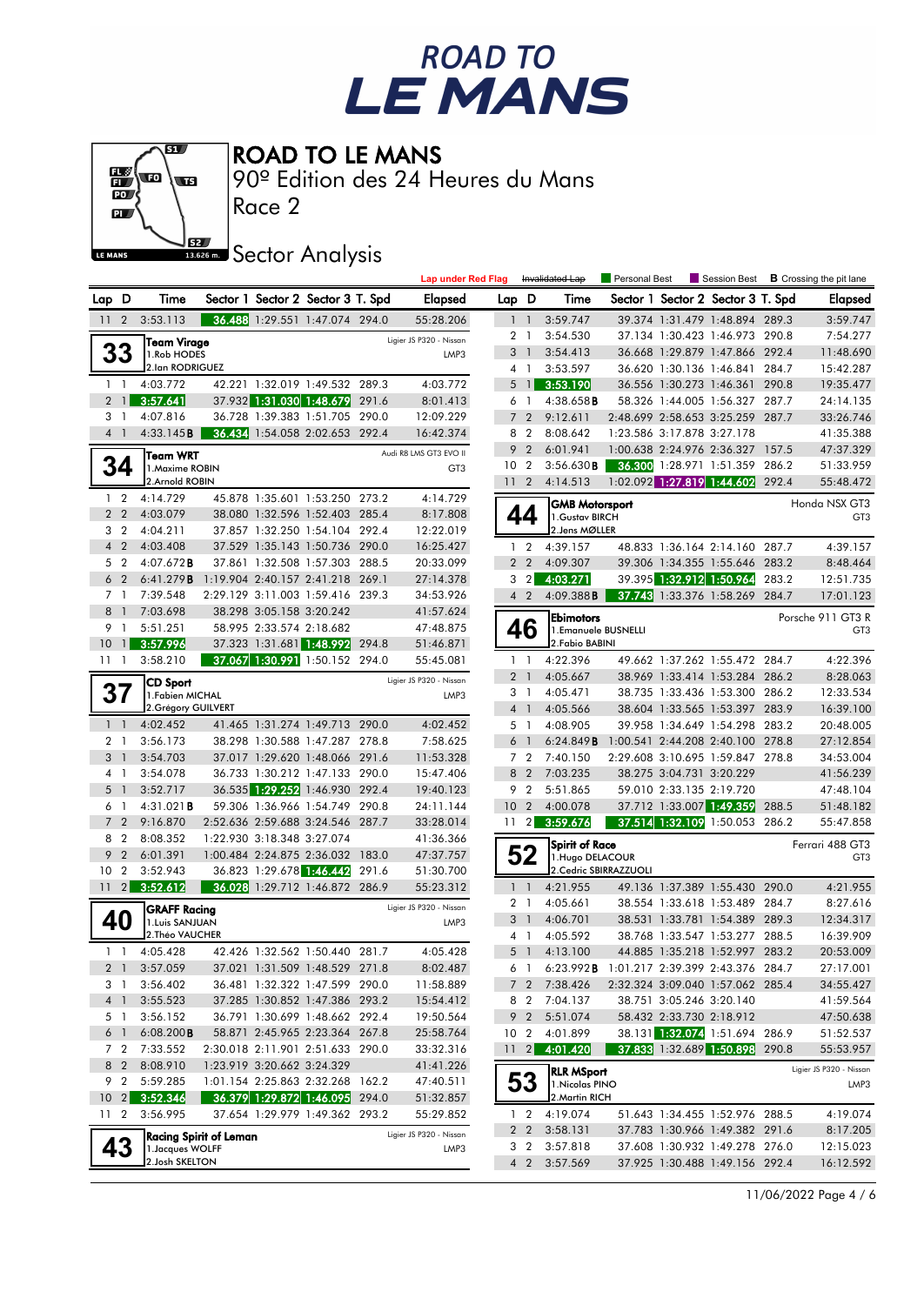# ROAD TO LE MANS

90º Edition des 24 Heures du Mans

Race 2

## Sector Analysis

Lap under Red Flag | Invalidated Lap | Personal Best | Session Best | **B** Crossing the pit lane

| Lap | D | Time | Sector 1 | Sector 2 | Sector 3 | T. Spd | Elapsed |
|---|---|---|---|---|---|---|---|
| 11 | 2 | 3:53.113 | 36.488 | 1:29.551 | 1:47.074 | 294.0 | 55:28.206 |

### 33 — Team Virage — Ligier JS P320 - Nissan — LMP3
1. Rob HODES
2. Ian RODRIGUEZ

| Lap | D | Time | Sector 1 | Sector 2 | Sector 3 | T. Spd | Elapsed |
|---|---|---|---|---|---|---|---|
| 1 | 1 | 4:03.772 | 42.221 | 1:32.019 | 1:49.532 | 289.3 | 4:03.772 |
| 2 | 1 | 3:57.641 | 37.932 | 1:31.030 | 1:48.679 | 291.6 | 8:01.413 |
| 3 | 1 | 4:07.816 | 36.728 | 1:39.383 | 1:51.705 | 290.0 | 12:09.229 |
| 4 | 1 | 4:33.145**B** | 36.434 | 1:54.058 | 2:02.653 | 292.4 | 16:42.374 |

### 34 — Team WRT — Audi R8 LMS GT3 EVO II — GT3
1. Maxime ROBIN
2. Arnold ROBIN

| Lap | D | Time | Sector 1 | Sector 2 | Sector 3 | T. Spd | Elapsed |
|---|---|---|---|---|---|---|---|
| 1 | 2 | 4:14.729 | 45.878 | 1:35.601 | 1:53.250 | 273.2 | 4:14.729 |
| 2 | 2 | 4:03.079 | 38.080 | 1:32.596 | 1:52.403 | 285.4 | 8:17.808 |
| 3 | 2 | 4:04.211 | 37.857 | 1:32.250 | 1:54.104 | 292.4 | 12:22.019 |
| 4 | 2 | 4:03.408 | 37.529 | 1:35.143 | 1:50.736 | 290.0 | 16:25.427 |
| 5 | 2 | 4:07.672**B** | 37.861 | 1:32.508 | 1:57.303 | 288.5 | 20:33.099 |
| 6 | 2 | 6:41.279**B** | 1:19.904 | 2:40.157 | 2:41.218 | 269.1 | 27:14.378 |
| 7 | 1 | 7:39.548 | 2:29.129 | 3:11.003 | 1:59.416 | 239.3 | 34:53.926 |
| 8 | 1 | 7:03.698 | 38.298 | 3:05.158 | 3:20.242 | | 41:57.624 |
| 9 | 1 | 5:51.251 | 58.995 | 2:33.574 | 2:18.682 | | 47:48.875 |
| 10 | 1 | 3:57.996 | 37.323 | 1:31.681 | 1:48.992 | 294.8 | 51:46.871 |
| 11 | 1 | 3:58.210 | 37.067 | 1:30.991 | 1:50.152 | 294.0 | 55:45.081 |

### 37 — CD Sport — Ligier JS P320 - Nissan — LMP3
1. Fabien MICHAL
2. Grégory GUILVERT

| Lap | D | Time | Sector 1 | Sector 2 | Sector 3 | T. Spd | Elapsed |
|---|---|---|---|---|---|---|---|
| 1 | 1 | 4:02.452 | 41.465 | 1:31.274 | 1:49.713 | 290.0 | 4:02.452 |
| 2 | 1 | 3:56.173 | 38.298 | 1:30.588 | 1:47.287 | 278.8 | 7:58.625 |
| 3 | 1 | 3:54.703 | 37.017 | 1:29.620 | 1:48.066 | 291.6 | 11:53.328 |
| 4 | 1 | 3:54.078 | 36.733 | 1:30.212 | 1:47.133 | 290.0 | 15:47.406 |
| 5 | 1 | 3:52.717 | 36.535 | 1:29.252 | 1:46.930 | 292.4 | 19:40.123 |
| 6 | 1 | 4:31.021**B** | 59.306 | 1:36.966 | 1:54.749 | 290.8 | 24:11.144 |
| 7 | 2 | 9:16.870 | 2:52.636 | 2:59.688 | 3:24.546 | 287.7 | 33:28.014 |
| 8 | 2 | 8:08.352 | 1:22.930 | 3:18.348 | 3:27.074 | | 41:36.366 |
| 9 | 2 | 6:01.391 | 1:00.484 | 2:24.875 | 2:36.032 | 183.0 | 47:37.757 |
| 10 | 2 | 3:52.943 | 36.823 | 1:29.678 | 1:46.442 | 291.6 | 51:30.700 |
| 11 | 2 | 3:52.612 | 36.028 | 1:29.712 | 1:46.872 | 286.9 | 55:23.312 |

### 40 — GRAFF Racing — Ligier JS P320 - Nissan — LMP3
1. Luis SANJUAN
2. Théo VAUCHER

| Lap | D | Time | Sector 1 | Sector 2 | Sector 3 | T. Spd | Elapsed |
|---|---|---|---|---|---|---|---|
| 1 | 1 | 4:05.428 | 42.426 | 1:32.562 | 1:50.440 | 281.7 | 4:05.428 |
| 2 | 1 | 3:57.059 | 37.021 | 1:31.509 | 1:48.529 | 271.8 | 8:02.487 |
| 3 | 1 | 3:56.402 | 36.481 | 1:32.322 | 1:47.599 | 290.0 | 11:58.889 |
| 4 | 1 | 3:55.523 | 37.285 | 1:30.852 | 1:47.386 | 293.2 | 15:54.412 |
| 5 | 1 | 3:56.152 | 36.791 | 1:30.699 | 1:48.662 | 292.4 | 19:50.564 |
| 6 | 1 | 6:08.200**B** | 58.871 | 2:45.965 | 2:23.364 | 267.8 | 25:58.764 |
| 7 | 2 | 7:33.552 | 2:30.018 | 2:11.901 | 2:51.633 | 290.0 | 33:32.316 |
| 8 | 2 | 8:08.910 | 1:23.919 | 3:20.662 | 3:24.329 | | 41:41.226 |
| 9 | 2 | 5:59.285 | 1:01.154 | 2:25.863 | 2:32.268 | 162.2 | 47:40.511 |
| 10 | 2 | 3:52.346 | 36.379 | 1:29.872 | 1:46.095 | 294.0 | 51:32.857 |
| 11 | 2 | 3:56.995 | 37.654 | 1:29.979 | 1:49.362 | 293.2 | 55:29.852 |

### 43 — Racing Spirit of Leman — Ligier JS P320 - Nissan — LMP3
1. Jacques WOLFF
2. Josh SKELTON

| Lap | D | Time | Sector 1 | Sector 2 | Sector 3 | T. Spd | Elapsed |
|---|---|---|---|---|---|---|---|
| 1 | 1 | 3:59.747 | 39.374 | 1:31.479 | 1:48.894 | 289.3 | 3:59.747 |
| 2 | 1 | 3:54.530 | 37.134 | 1:30.423 | 1:46.973 | 290.8 | 7:54.277 |
| 3 | 1 | 3:54.413 | 36.668 | 1:29.879 | 1:47.866 | 292.4 | 11:48.690 |
| 4 | 1 | 3:53.597 | 36.620 | 1:30.136 | 1:46.841 | 284.7 | 15:42.287 |
| 5 | 1 | 3:53.190 | 36.556 | 1:30.273 | 1:46.361 | 290.8 | 19:35.477 |
| 6 | 1 | 4:38.658**B** | 58.326 | 1:44.005 | 1:56.327 | 287.7 | 24:14.135 |
| 7 | 2 | 9:12.611 | 2:48.699 | 2:58.653 | 3:25.259 | 287.7 | 33:26.746 |
| 8 | 2 | 8:08.642 | 1:23.586 | 3:17.878 | 3:27.178 | | 41:35.388 |
| 9 | 2 | 6:01.941 | 1:00.638 | 2:24.976 | 2:36.327 | 157.5 | 47:37.329 |
| 10 | 2 | 3:56.630**B** | 36.300 | 1:28.971 | 1:51.359 | 286.2 | 51:33.959 |
| 11 | 2 | 4:14.513 | 1:02.092 | 1:27.819 | 1:44.602 | 292.4 | 55:48.472 |

### 44 — GMB Motorsport — Honda NSX GT3 — GT3
1. Gustav BIRCH
2. Jens MØLLER

| Lap | D | Time | Sector 1 | Sector 2 | Sector 3 | T. Spd | Elapsed |
|---|---|---|---|---|---|---|---|
| 1 | 2 | 4:39.157 | 48.833 | 1:36.164 | 2:14.160 | 287.7 | 4:39.157 |
| 2 | 2 | 4:09.307 | 39.306 | 1:34.355 | 1:55.646 | 283.2 | 8:48.464 |
| 3 | 2 | 4:03.271 | 39.395 | 1:32.912 | 1:50.964 | 283.2 | 12:51.735 |
| 4 | 2 | 4:09.388**B** | 37.743 | 1:33.376 | 1:58.269 | 284.7 | 17:01.123 |

### 46 — Ebimotors — Porsche 911 GT3 R — GT3
1. Emanuele BUSNELLI
2. Fabio BABINI

| Lap | D | Time | Sector 1 | Sector 2 | Sector 3 | T. Spd | Elapsed |
|---|---|---|---|---|---|---|---|
| 1 | 1 | 4:22.396 | 49.662 | 1:37.262 | 1:55.472 | 284.7 | 4:22.396 |
| 2 | 1 | 4:05.667 | 38.969 | 1:33.414 | 1:53.284 | 286.2 | 8:28.063 |
| 3 | 1 | 4:05.471 | 38.735 | 1:33.436 | 1:53.300 | 286.2 | 12:33.534 |
| 4 | 1 | 4:05.566 | 38.604 | 1:33.565 | 1:53.397 | 283.9 | 16:39.100 |
| 5 | 1 | 4:08.905 | 39.958 | 1:34.649 | 1:54.298 | 283.2 | 20:48.005 |
| 6 | 1 | 6:24.849**B** | 1:00.541 | 2:44.208 | 2:40.100 | 278.8 | 27:12.854 |
| 7 | 2 | 7:40.150 | 2:29.608 | 3:10.695 | 1:59.847 | 278.8 | 34:53.004 |
| 8 | 2 | 7:03.235 | 38.275 | 3:04.731 | 3:20.229 | | 41:56.239 |
| 9 | 2 | 5:51.865 | 59.010 | 2:33.135 | 2:19.720 | | 47:48.104 |
| 10 | 2 | 4:00.078 | 37.712 | 1:33.007 | 1:49.359 | 288.5 | 51:48.182 |
| 11 | 2 | 3:59.676 | 37.514 | 1:32.109 | 1:50.053 | 286.2 | 55:47.858 |

### 52 — Spirit of Race — Ferrari 488 GT3 — GT3
1. Hugo DELACOUR
2. Cedric SBIRRAZZUOLI

| Lap | D | Time | Sector 1 | Sector 2 | Sector 3 | T. Spd | Elapsed |
|---|---|---|---|---|---|---|---|
| 1 | 1 | 4:21.955 | 49.136 | 1:37.389 | 1:55.430 | 290.0 | 4:21.955 |
| 2 | 1 | 4:05.661 | 38.554 | 1:33.618 | 1:53.489 | 284.7 | 8:27.616 |
| 3 | 1 | 4:06.701 | 38.531 | 1:33.781 | 1:54.389 | 289.3 | 12:34.317 |
| 4 | 1 | 4:05.592 | 38.768 | 1:33.547 | 1:53.277 | 288.5 | 16:39.909 |
| 5 | 1 | 4:13.100 | 44.885 | 1:35.218 | 1:52.997 | 283.2 | 20:53.009 |
| 6 | 1 | 6:23.992**B** | 1:01.217 | 2:39.399 | 2:43.376 | 284.7 | 27:17.001 |
| 7 | 2 | 7:38.426 | 2:32.324 | 3:09.040 | 1:57.062 | 285.4 | 34:55.427 |
| 8 | 2 | 7:04.137 | 38.751 | 3:05.246 | 3:20.140 | | 41:59.564 |
| 9 | 2 | 5:51.074 | 58.432 | 2:33.730 | 2:18.912 | | 47:50.638 |
| 10 | 2 | 4:01.899 | 38.131 | 1:32.074 | 1:51.694 | 286.9 | 51:52.537 |
| 11 | 2 | 4:01.420 | 37.833 | 1:32.689 | 1:50.898 | 290.8 | 55:53.957 |

### 53 — RLR MSport — Ligier JS P320 - Nissan — LMP3
1. Nicolas PINO
2. Martin RICH

| Lap | D | Time | Sector 1 | Sector 2 | Sector 3 | T. Spd | Elapsed |
|---|---|---|---|---|---|---|---|
| 1 | 2 | 4:19.074 | 51.643 | 1:34.455 | 1:52.976 | 288.5 | 4:19.074 |
| 2 | 2 | 3:58.131 | 37.783 | 1:30.966 | 1:49.382 | 291.6 | 8:17.205 |
| 3 | 2 | 3:57.818 | 37.608 | 1:30.932 | 1:49.278 | 276.0 | 12:15.023 |
| 4 | 2 | 3:57.569 | 37.925 | 1:30.488 | 1:49.156 | 292.4 | 16:12.592 |

11/06/2022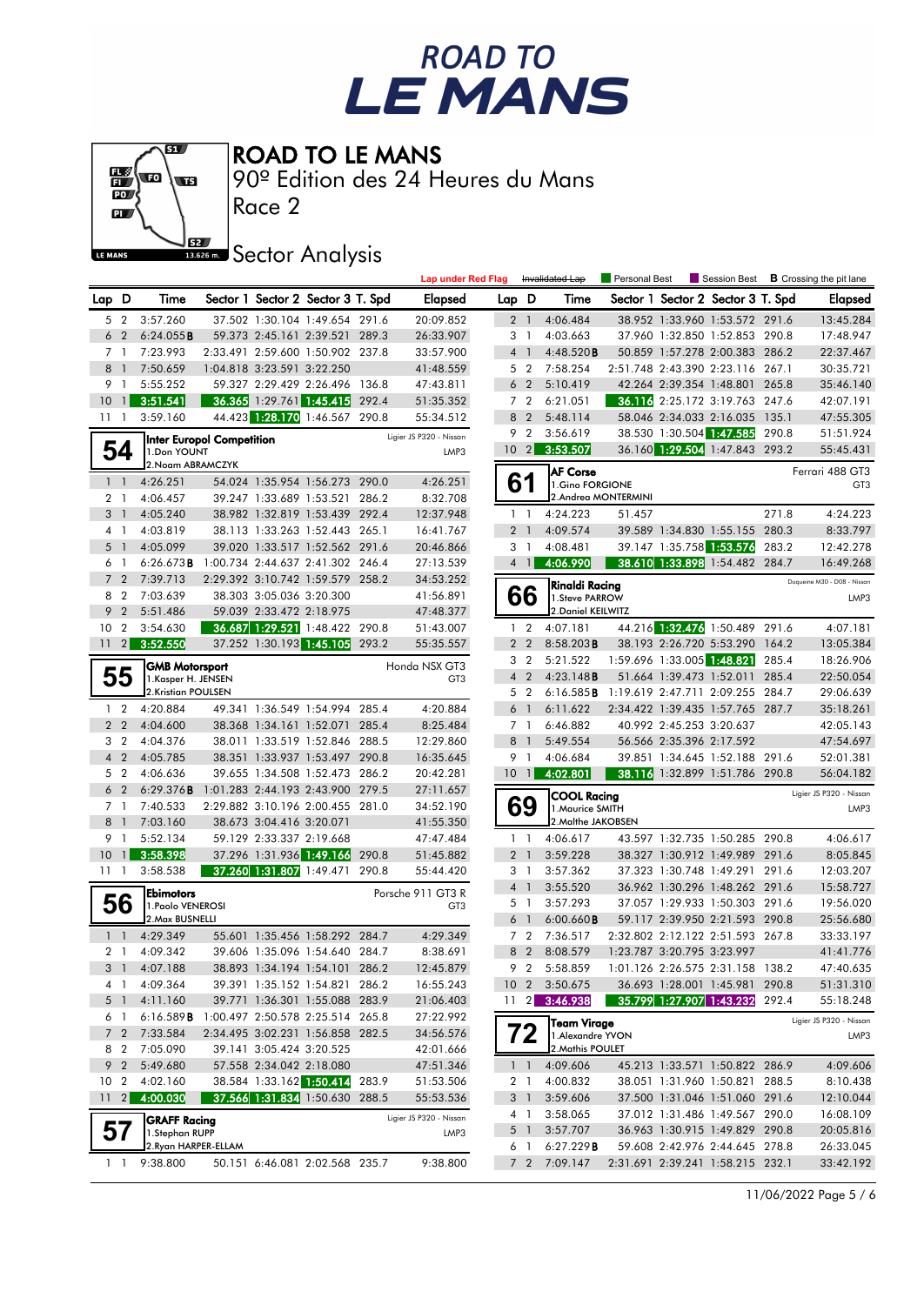# ROAD TO LE MANS

90º Edition des 24 Heures du Mans

Race 2

Sector Analysis

Lap under Red Flag | Invalidated Lap | Personal Best | Session Best | **B** Crossing the pit lane

| Lap | D | Time | Sector 1 | Sector 2 | Sector 3 | T. Spd | Elapsed |
|---|---|---|---|---|---|---|---|
| 5 | 2 | 3:57.260 | 37.502 | 1:30.104 | 1:49.654 | 291.6 | 20:09.852 |
| 6 | 2 | 6:24.055**B** | 59.373 | 2:45.161 | 2:39.521 | 289.3 | 26:33.907 |
| 7 | 1 | 7:23.993 | 2:33.491 | 2:59.600 | 1:50.902 | 237.8 | 33:57.900 |
| 8 | 1 | 7:50.659 | 1:04.818 | 3:23.591 | 3:22.250 | | 41:48.559 |
| 9 | 1 | 5:55.252 | 59.327 | 2:29.429 | 2:26.496 | 136.8 | 47:43.811 |
| 10 | 1 | 3:51.541 | 36.365 | 1:29.761 | 1:45.415 | 292.4 | 51:35.352 |
| 11 | 1 | 3:59.160 | 44.423 | 1:28.170 | 1:46.567 | 290.8 | 55:34.512 |

**54** Inter Europol Competition — Ligier JS P320 - Nissan — LMP3
1.Don YOUNT
2.Noam ABRAMCZYK

| Lap | D | Time | Sector 1 | Sector 2 | Sector 3 | T. Spd | Elapsed |
|---|---|---|---|---|---|---|---|
| 1 | 1 | 4:26.251 | 54.024 | 1:35.954 | 1:56.273 | 290.0 | 4:26.251 |
| 2 | 1 | 4:06.457 | 39.247 | 1:33.689 | 1:53.521 | 286.2 | 8:32.708 |
| 3 | 1 | 4:05.240 | 38.982 | 1:32.819 | 1:53.439 | 292.4 | 12:37.948 |
| 4 | 1 | 4:03.819 | 38.113 | 1:33.263 | 1:52.443 | 265.1 | 16:41.767 |
| 5 | 1 | 4:05.099 | 39.020 | 1:33.517 | 1:52.562 | 291.6 | 20:46.866 |
| 6 | 1 | 6:26.673**B** | 1:00.734 | 2:44.637 | 2:41.302 | 246.4 | 27:13.539 |
| 7 | 2 | 7:39.713 | 2:29.392 | 3:10.742 | 1:59.579 | 258.2 | 34:53.252 |
| 8 | 2 | 7:03.639 | 38.303 | 3:05.036 | 3:20.300 | | 41:56.891 |
| 9 | 2 | 5:51.486 | 59.039 | 2:33.472 | 2:18.975 | | 47:48.377 |
| 10 | 2 | 3:54.630 | 36.687 | 1:29.521 | 1:48.422 | 290.8 | 51:43.007 |
| 11 | 2 | 3:52.550 | 37.252 | 1:30.193 | 1:45.105 | 293.2 | 55:35.557 |

**55** GMB Motorsport — Honda NSX GT3 — GT3
1.Kasper H. JENSEN
2.Kristian POULSEN

| Lap | D | Time | Sector 1 | Sector 2 | Sector 3 | T. Spd | Elapsed |
|---|---|---|---|---|---|---|---|
| 1 | 2 | 4:20.884 | 49.341 | 1:36.549 | 1:54.994 | 285.4 | 4:20.884 |
| 2 | 2 | 4:04.600 | 38.368 | 1:34.161 | 1:52.071 | 285.4 | 8:25.484 |
| 3 | 2 | 4:04.376 | 38.011 | 1:33.519 | 1:52.846 | 288.5 | 12:29.860 |
| 4 | 2 | 4:05.785 | 38.351 | 1:33.937 | 1:53.497 | 290.8 | 16:35.645 |
| 5 | 2 | 4:06.636 | 39.655 | 1:34.508 | 1:52.473 | 286.2 | 20:42.281 |
| 6 | 2 | 6:29.376**B** | 1:01.283 | 2:44.193 | 2:43.900 | 279.5 | 27:11.657 |
| 7 | 1 | 7:40.533 | 2:29.882 | 3:10.196 | 2:00.455 | 281.0 | 34:52.190 |
| 8 | 1 | 7:03.160 | 38.673 | 3:04.416 | 3:20.071 | | 41:55.350 |
| 9 | 1 | 5:52.134 | 59.129 | 2:33.337 | 2:19.668 | | 47:47.484 |
| 10 | 1 | 3:58.398 | 37.296 | 1:31.936 | 1:49.166 | 290.8 | 51:45.882 |
| 11 | 1 | 3:58.538 | 37.260 | 1:31.807 | 1:49.471 | 290.8 | 55:44.420 |

**56** Ebimotors — Porsche 911 GT3 R — GT3
1.Paolo VENEROSI
2.Max BUSNELLI

| Lap | D | Time | Sector 1 | Sector 2 | Sector 3 | T. Spd | Elapsed |
|---|---|---|---|---|---|---|---|
| 1 | 1 | 4:29.349 | 55.601 | 1:35.456 | 1:58.292 | 284.7 | 4:29.349 |
| 2 | 1 | 4:09.342 | 39.606 | 1:35.096 | 1:54.640 | 284.7 | 8:38.691 |
| 3 | 1 | 4:07.188 | 38.893 | 1:34.194 | 1:54.101 | 286.2 | 12:45.879 |
| 4 | 1 | 4:09.364 | 39.391 | 1:35.152 | 1:54.821 | 286.2 | 16:55.243 |
| 5 | 1 | 4:11.160 | 39.771 | 1:36.301 | 1:55.088 | 283.9 | 21:06.403 |
| 6 | 1 | 6:16.589**B** | 1:00.497 | 2:50.578 | 2:25.514 | 265.8 | 27:22.992 |
| 7 | 2 | 7:33.584 | 2:34.495 | 3:02.231 | 1:56.858 | 282.5 | 34:56.576 |
| 8 | 2 | 7:05.090 | 39.141 | 3:05.424 | 3:20.525 | | 42:01.666 |
| 9 | 2 | 5:49.680 | 57.558 | 2:34.042 | 2:18.080 | | 47:51.346 |
| 10 | 2 | 4:02.160 | 38.584 | 1:33.162 | 1:50.414 | 283.9 | 51:53.506 |
| 11 | 2 | 4:00.030 | 37.566 | 1:31.834 | 1:50.630 | 288.5 | 55:53.536 |

**57** GRAFF Racing — Ligier JS P320 - Nissan — LMP3
1.Stephan RUPP
2.Ryan HARPER-ELLAM

| Lap | D | Time | Sector 1 | Sector 2 | Sector 3 | T. Spd | Elapsed |
|---|---|---|---|---|---|---|---|
| 1 | 1 | 9:38.800 | 50.151 | 6:46.081 | 2:02.568 | 235.7 | 9:38.800 |
| 2 | 1 | 4:06.484 | 38.952 | 1:33.960 | 1:53.572 | 291.6 | 13:45.284 |
| 3 | 1 | 4:03.663 | 37.960 | 1:32.850 | 1:52.853 | 290.8 | 17:48.947 |
| 4 | 1 | 4:48.520**B** | 50.859 | 1:57.278 | 2:00.383 | 286.2 | 22:37.467 |
| 5 | 2 | 7:58.254 | 2:51.748 | 2:43.390 | 2:23.116 | 267.1 | 30:35.721 |
| 6 | 2 | 5:10.419 | 42.264 | 2:39.354 | 1:48.801 | 265.8 | 35:46.140 |
| 7 | 2 | 6:21.051 | 36.116 | 2:25.172 | 3:19.763 | 247.6 | 42:07.191 |
| 8 | 2 | 5:48.114 | 58.046 | 2:34.033 | 2:16.035 | 135.1 | 47:55.305 |
| 9 | 2 | 3:56.619 | 38.530 | 1:30.504 | 1:47.585 | 290.8 | 51:51.924 |
| 10 | 2 | 3:53.507 | 36.160 | 1:29.504 | 1:47.843 | 293.2 | 55:45.431 |

**61** AF Corse — Ferrari 488 GT3 — GT3
1.Gino FORGIONE
2.Andrea MONTERMINI

| Lap | D | Time | Sector 1 | Sector 2 | Sector 3 | T. Spd | Elapsed |
|---|---|---|---|---|---|---|---|
| 1 | 1 | 4:24.223 | 51.457 | | | 271.8 | 4:24.223 |
| 2 | 1 | 4:09.574 | 39.589 | 1:34.830 | 1:55.155 | 280.3 | 8:33.797 |
| 3 | 1 | 4:08.481 | 39.147 | 1:35.758 | 1:53.576 | 283.2 | 12:42.278 |
| 4 | 1 | 4:06.990 | 38.610 | 1:33.898 | 1:54.482 | 284.7 | 16:49.268 |

**66** Rinaldi Racing — Duqueine M30 - D08 - Nissan — LMP3
1.Steve PARROW
2.Daniel KEILWITZ

| Lap | D | Time | Sector 1 | Sector 2 | Sector 3 | T. Spd | Elapsed |
|---|---|---|---|---|---|---|---|
| 1 | 2 | 4:07.181 | 44.216 | 1:32.476 | 1:50.489 | 291.6 | 4:07.181 |
| 2 | 2 | 8:58.203**B** | 38.193 | 2:26.720 | 5:53.290 | 164.2 | 13:05.384 |
| 3 | 2 | 5:21.522 | 1:59.696 | 1:33.005 | 1:48.821 | 285.4 | 18:26.906 |
| 4 | 2 | 4:23.148**B** | 51.664 | 1:39.473 | 1:52.011 | 285.4 | 22:50.054 |
| 5 | 2 | 6:16.585**B** | 1:19.619 | 2:47.711 | 2:09.255 | 284.7 | 29:06.639 |
| 6 | 1 | 6:11.622 | 2:34.422 | 1:39.435 | 1:57.765 | 287.7 | 35:18.261 |
| 7 | 1 | 6:46.882 | 40.992 | 2:45.253 | 3:20.637 | | 42:05.143 |
| 8 | 1 | 5:49.554 | 56.566 | 2:35.396 | 2:17.592 | | 47:54.697 |
| 9 | 1 | 4:06.684 | 39.851 | 1:34.645 | 1:52.188 | 291.6 | 52:01.381 |
| 10 | 1 | 4:02.801 | 38.116 | 1:32.899 | 1:51.786 | 290.8 | 56:04.182 |

**69** COOL Racing — Ligier JS P320 - Nissan — LMP3
1.Maurice SMITH
2.Malthe JAKOBSEN

| Lap | D | Time | Sector 1 | Sector 2 | Sector 3 | T. Spd | Elapsed |
|---|---|---|---|---|---|---|---|
| 1 | 1 | 4:06.617 | 43.597 | 1:32.735 | 1:50.285 | 290.8 | 4:06.617 |
| 2 | 1 | 3:59.228 | 38.327 | 1:30.912 | 1:49.989 | 291.6 | 8:05.845 |
| 3 | 1 | 3:57.362 | 37.323 | 1:30.748 | 1:49.291 | 291.6 | 12:03.207 |
| 4 | 1 | 3:55.520 | 36.962 | 1:30.296 | 1:48.262 | 291.6 | 15:58.727 |
| 5 | 1 | 3:57.293 | 37.057 | 1:29.933 | 1:50.303 | 291.6 | 19:56.020 |
| 6 | 1 | 6:00.660**B** | 59.117 | 2:39.950 | 2:21.593 | 290.8 | 25:56.680 |
| 7 | 2 | 7:36.517 | 2:32.802 | 2:12.122 | 2:51.593 | 267.8 | 33:33.197 |
| 8 | 2 | 8:08.579 | 1:23.787 | 3:20.795 | 3:23.997 | | 41:41.776 |
| 9 | 2 | 5:58.859 | 1:01.126 | 2:26.575 | 2:31.158 | 138.2 | 47:40.635 |
| 10 | 2 | 3:50.675 | 36.693 | 1:28.001 | 1:45.981 | 290.8 | 51:31.310 |
| 11 | 2 | 3:46.938 | 35.799 | 1:27.907 | 1:43.232 | 292.4 | 55:18.248 |

**72** Team Virage — Ligier JS P320 - Nissan — LMP3
1.Alexandre YVON
2.Mathis POULET

| Lap | D | Time | Sector 1 | Sector 2 | Sector 3 | T. Spd | Elapsed |
|---|---|---|---|---|---|---|---|
| 1 | 1 | 4:09.606 | 45.213 | 1:33.571 | 1:50.822 | 286.9 | 4:09.606 |
| 2 | 1 | 4:00.832 | 38.051 | 1:31.960 | 1:50.821 | 288.5 | 8:10.438 |
| 3 | 1 | 3:59.606 | 37.500 | 1:31.046 | 1:51.060 | 291.6 | 12:10.044 |
| 4 | 1 | 3:58.065 | 37.012 | 1:31.486 | 1:49.567 | 290.0 | 16:08.109 |
| 5 | 1 | 3:57.707 | 36.963 | 1:30.915 | 1:49.829 | 290.8 | 20:05.816 |
| 6 | 1 | 6:27.229**B** | 59.608 | 2:42.976 | 2:44.645 | 278.8 | 26:33.045 |
| 7 | 2 | 7:09.147 | 2:31.691 | 2:39.241 | 1:58.215 | 232.1 | 33:42.192 |

11/06/2022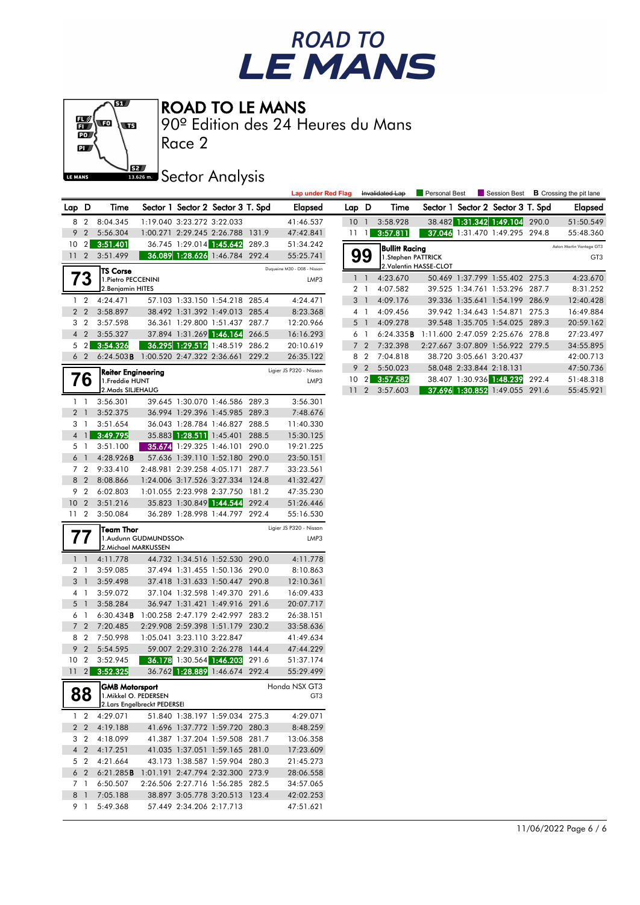# ROAD TO LE MANS

90º Edition des 24 Heures du Mans

Race 2

## Sector Analysis

Lap under Red Flag | Invalidated Lap | Personal Best | Session Best | **B** Crossing the pit lane

| Lap | D | Time | Sector 1 | Sector 2 | Sector 3 | T. Spd | Elapsed |
|---|---|---|---|---|---|---|---|
| 8 | 2 | 8:04.345 | 1:19.040 | 3:23.272 | 3:22.033 | | 41:46.537 |
| 9 | 2 | 5:56.304 | 1:00.271 | 2:29.245 | 2:26.788 | 131.9 | 47:42.841 |
| 10 | 2 | 3:51.401 | 36.745 | 1:29.014 | 1:45.642 | 289.3 | 51:34.242 |
| 11 | 2 | 3:51.499 | 36.089 | 1:28.626 | 1:46.784 | 292.4 | 55:25.741 |

### 73 TS Corse — Duqueine M30 - D08 - Nissan — LMP3
1.Pietro PECCENINI
2.Benjamin HITES

| Lap | D | Time | Sector 1 | Sector 2 | Sector 3 | T. Spd | Elapsed |
|---|---|---|---|---|---|---|---|
| 1 | 2 | 4:24.471 | 57.103 | 1:33.150 | 1:54.218 | 285.4 | 4:24.471 |
| 2 | 2 | 3:58.897 | 38.492 | 1:31.392 | 1:49.013 | 285.4 | 8:23.368 |
| 3 | 2 | 3:57.598 | 36.361 | 1:29.800 | 1:51.437 | 287.7 | 12:20.966 |
| 4 | 2 | 3:55.327 | 37.894 | 1:31.269 | 1:46.164 | 266.5 | 16:16.293 |
| 5 | 2 | 3:54.326 | 36.295 | 1:29.512 | 1:48.519 | 286.2 | 20:10.619 |
| 6 | 2 | 6:24.503**B** | 1:00.520 | 2:47.322 | 2:36.661 | 229.2 | 26:35.122 |

### 76 Reiter Engineering — Ligier JS P320 - Nissan — LMP3
1.Freddie HUNT
2.Mads SILJEHAUG

| Lap | D | Time | Sector 1 | Sector 2 | Sector 3 | T. Spd | Elapsed |
|---|---|---|---|---|---|---|---|
| 1 | 1 | 3:56.301 | 39.645 | 1:30.070 | 1:46.586 | 289.3 | 3:56.301 |
| 2 | 1 | 3:52.375 | 36.994 | 1:29.396 | 1:45.985 | 289.3 | 7:48.676 |
| 3 | 1 | 3:51.654 | 36.043 | 1:28.784 | 1:46.827 | 288.5 | 11:40.330 |
| 4 | 1 | 3:49.795 | 35.883 | 1:28.511 | 1:45.401 | 288.5 | 15:30.125 |
| 5 | 1 | 3:51.100 | 35.674 | 1:29.325 | 1:46.101 | 290.0 | 19:21.225 |
| 6 | 1 | 4:28.926**B** | 57.636 | 1:39.110 | 1:52.180 | 290.0 | 23:50.151 |
| 7 | 2 | 9:33.410 | 2:48.981 | 2:39.258 | 4:05.171 | 287.7 | 33:23.561 |
| 8 | 2 | 8:08.866 | 1:24.006 | 3:17.526 | 3:27.334 | 124.8 | 41:32.427 |
| 9 | 2 | 6:02.803 | 1:01.055 | 2:23.998 | 2:37.750 | 181.2 | 47:35.230 |
| 10 | 2 | 3:51.216 | 35.823 | 1:30.849 | 1:44.544 | 292.4 | 51:26.446 |
| 11 | 2 | 3:50.084 | 36.289 | 1:28.998 | 1:44.797 | 292.4 | 55:16.530 |

### 77 Team Thor — Ligier JS P320 - Nissan — LMP3
1.Audunn GUDMUNDSSON
2.Michael MARKUSSEN

| Lap | D | Time | Sector 1 | Sector 2 | Sector 3 | T. Spd | Elapsed |
|---|---|---|---|---|---|---|---|
| 1 | 1 | 4:11.778 | 44.732 | 1:34.516 | 1:52.530 | 290.0 | 4:11.778 |
| 2 | 1 | 3:59.085 | 37.494 | 1:31.455 | 1:50.136 | 290.0 | 8:10.863 |
| 3 | 1 | 3:59.498 | 37.418 | 1:31.633 | 1:50.447 | 290.8 | 12:10.361 |
| 4 | 1 | 3:59.072 | 37.104 | 1:32.598 | 1:49.370 | 291.6 | 16:09.433 |
| 5 | 1 | 3:58.284 | 36.947 | 1:31.421 | 1:49.916 | 291.6 | 20:07.717 |
| 6 | 1 | 6:30.434**B** | 1:00.258 | 2:47.179 | 2:42.997 | 283.2 | 26:38.151 |
| 7 | 2 | 7:20.485 | 2:29.908 | 2:59.398 | 1:51.179 | 230.2 | 33:58.636 |
| 8 | 2 | 7:50.998 | 1:05.041 | 3:23.110 | 3:22.847 | | 41:49.634 |
| 9 | 2 | 5:54.595 | 59.007 | 2:29.310 | 2:26.278 | 144.4 | 47:44.229 |
| 10 | 2 | 3:52.945 | 36.178 | 1:30.564 | 1:46.203 | 291.6 | 51:37.174 |
| 11 | 2 | 3:52.325 | 36.762 | 1:28.889 | 1:46.674 | 292.4 | 55:29.499 |

### 88 GMB Motorsport — Honda NSX GT3 — GT3
1.Mikkel O. PEDERSEN
2.Lars Engelbrecht PEDERSEN

| Lap | D | Time | Sector 1 | Sector 2 | Sector 3 | T. Spd | Elapsed |
|---|---|---|---|---|---|---|---|
| 1 | 2 | 4:29.071 | 51.840 | 1:38.197 | 1:59.034 | 275.3 | 4:29.071 |
| 2 | 2 | 4:19.188 | 41.696 | 1:37.772 | 1:59.720 | 280.3 | 8:48.259 |
| 3 | 2 | 4:18.099 | 41.387 | 1:37.204 | 1:59.508 | 281.7 | 13:06.358 |
| 4 | 2 | 4:17.251 | 41.035 | 1:37.051 | 1:59.165 | 281.0 | 17:23.609 |
| 5 | 2 | 4:21.664 | 43.173 | 1:38.587 | 1:59.904 | 280.3 | 21:45.273 |
| 6 | 2 | 6:21.285**B** | 1:01.191 | 2:47.794 | 2:32.300 | 273.9 | 28:06.558 |
| 7 | 1 | 6:50.507 | 2:26.506 | 2:27.716 | 1:56.285 | 282.5 | 34:57.065 |
| 8 | 1 | 7:05.188 | 38.897 | 3:05.778 | 3:20.513 | 123.4 | 42:02.253 |
| 9 | 1 | 5:49.368 | 57.449 | 2:34.206 | 2:17.713 | | 47:51.621 |
| 10 | 1 | 3:58.928 | 38.482 | 1:31.342 | 1:49.104 | 290.0 | 51:50.549 |
| 11 | 1 | 3:57.811 | 37.046 | 1:31.470 | 1:49.295 | 294.8 | 55:48.360 |

### 99 Bullitt Racing — Aston Martin Vantage GT3 — GT3
1.Stephen PATTRICK
2.Valentin HASSE-CLOT

| Lap | D | Time | Sector 1 | Sector 2 | Sector 3 | T. Spd | Elapsed |
|---|---|---|---|---|---|---|---|
| 1 | 1 | 4:23.670 | 50.469 | 1:37.799 | 1:55.402 | 275.3 | 4:23.670 |
| 2 | 1 | 4:07.582 | 39.525 | 1:34.761 | 1:53.296 | 287.7 | 8:31.252 |
| 3 | 1 | 4:09.176 | 39.336 | 1:35.641 | 1:54.199 | 286.9 | 12:40.428 |
| 4 | 1 | 4:09.456 | 39.942 | 1:34.643 | 1:54.871 | 275.3 | 16:49.884 |
| 5 | 1 | 4:09.278 | 39.548 | 1:35.705 | 1:54.025 | 289.3 | 20:59.162 |
| 6 | 1 | 6:24.335**B** | 1:11.600 | 2:47.059 | 2:25.676 | 278.8 | 27:23.497 |
| 7 | 2 | 7:32.398 | 2:27.667 | 3:07.809 | 1:56.922 | 279.5 | 34:55.895 |
| 8 | 2 | 7:04.818 | 38.720 | 3:05.661 | 3:20.437 | | 42:00.713 |
| 9 | 2 | 5:50.023 | 58.048 | 2:33.844 | 2:18.131 | | 47:50.736 |
| 10 | 2 | 3:57.582 | 38.407 | 1:30.936 | 1:48.239 | 292.4 | 51:48.318 |
| 11 | 2 | 3:57.603 | 37.696 | 1:30.852 | 1:49.055 | 291.6 | 55:45.921 |

11/06/2022